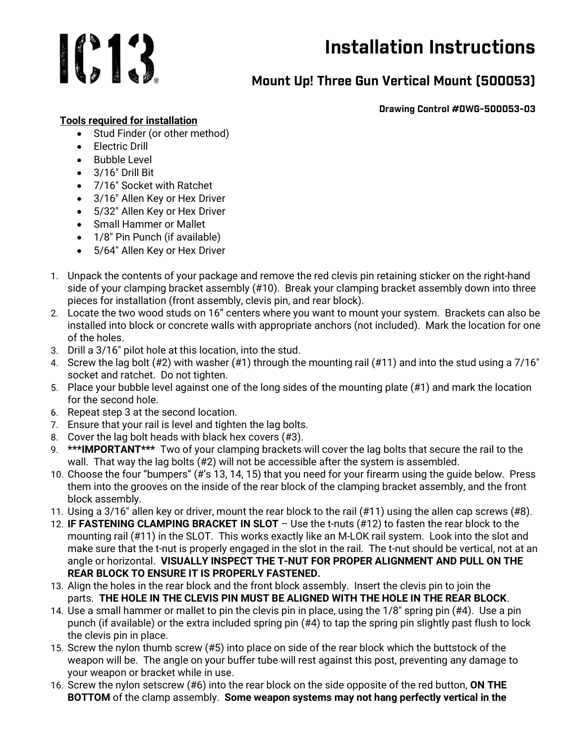# IC13

# Installation Instructions

## Mount Up! Three Gun Vertical Mount (500053)

**Drawing Control #DWG-500053-03**

**Tools required for installation**

- Stud Finder (or other method)
- Electric Drill
- Bubble Level
- 3/16" Drill Bit
- 7/16" Socket with Ratchet
- 3/16" Allen Key or Hex Driver
- 5/32" Allen Key or Hex Driver
- Small Hammer or Mallet
- 1/8" Pin Punch (if available)
- 5/64" Allen Key or Hex Driver

1. Unpack the contents of your package and remove the red clevis pin retaining sticker on the right-hand side of your clamping bracket assembly (#10). Break your clamping bracket assembly down into three pieces for installation (front assembly, clevis pin, and rear block).
2. Locate the two wood studs on 16" centers where you want to mount your system. Brackets can also be installed into block or concrete walls with appropriate anchors (not included). Mark the location for one of the holes.
3. Drill a 3/16" pilot hole at this location, into the stud.
4. Screw the lag bolt (#2) with washer (#1) through the mounting rail (#11) and into the stud using a 7/16" socket and ratchet. Do not tighten.
5. Place your bubble level against one of the long sides of the mounting plate (#1) and mark the location for the second hole.
6. Repeat step 3 at the second location.
7. Ensure that your rail is level and tighten the lag bolts.
8. Cover the lag bolt heads with black hex covers (#3).
9. **\*\*\*IMPORTANT\*\*\*** Two of your clamping brackets will cover the lag bolts that secure the rail to the wall. That way the lag bolts (#2) will not be accessible after the system is assembled.
10. Choose the four "bumpers" (#'s 13, 14, 15) that you need for your firearm using the guide below. Press them into the grooves on the inside of the rear block of the clamping bracket assembly, and the front block assembly.
11. Using a 3/16" allen key or driver, mount the rear block to the rail (#11) using the allen cap screws (#8).
12. **IF FASTENING CLAMPING BRACKET IN SLOT** – Use the t-nuts (#12) to fasten the rear block to the mounting rail (#11) in the SLOT. This works exactly like an M-LOK rail system. Look into the slot and make sure that the t-nut is properly engaged in the slot in the rail. The t-nut should be vertical, not at an angle or horizontal. **VISUALLY INSPECT THE T-NUT FOR PROPER ALIGNMENT AND PULL ON THE REAR BLOCK TO ENSURE IT IS PROPERLY FASTENED.**
13. Align the holes in the rear block and the front block assembly. Insert the clevis pin to join the parts. **THE HOLE IN THE CLEVIS PIN MUST BE ALIGNED WITH THE HOLE IN THE REAR BLOCK**.
14. Use a small hammer or mallet to pin the clevis pin in place, using the 1/8" spring pin (#4). Use a pin punch (if available) or the extra included spring pin (#4) to tap the spring pin slightly past flush to lock the clevis pin in place.
15. Screw the nylon thumb screw (#5) into place on side of the rear block which the buttstock of the weapon will be. The angle on your buffer tube will rest against this post, preventing any damage to your weapon or bracket while in use.
16. Screw the nylon setscrew (#6) into the rear block on the side opposite of the red button, **ON THE BOTTOM** of the clamp assembly. **Some weapon systems may not hang perfectly vertical in the**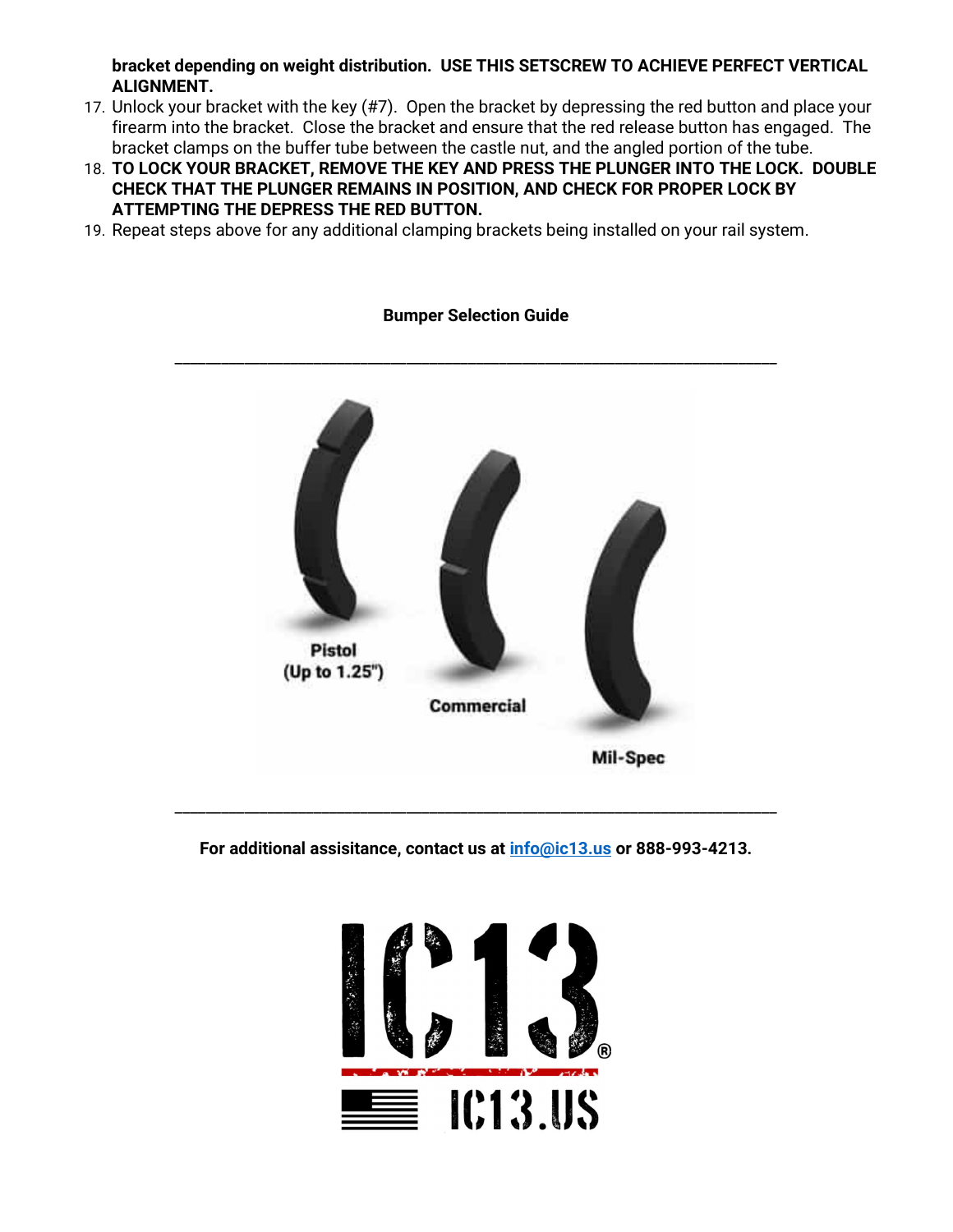**bracket depending on weight distribution. USE THIS SETSCREW TO ACHIEVE PERFECT VERTICAL ALIGNMENT.**

17. Unlock your bracket with the key (#7). Open the bracket by depressing the red button and place your firearm into the bracket. Close the bracket and ensure that the red release button has engaged. The bracket clamps on the buffer tube between the castle nut, and the angled portion of the tube.
18. **TO LOCK YOUR BRACKET, REMOVE THE KEY AND PRESS THE PLUNGER INTO THE LOCK. DOUBLE CHECK THAT THE PLUNGER REMAINS IN POSITION, AND CHECK FOR PROPER LOCK BY ATTEMPTING THE DEPRESS THE RED BUTTON.**
19. Repeat steps above for any additional clamping brackets being installed on your rail system.

**Bumper Selection Guide**

---

Pistol (Up to 1.25")

Commercial

Mil-Spec

---

**For additional assisitance, contact us at [info@ic13.us](mailto:info@ic13.us) or 888-993-4213.**

IC13®

IC13.US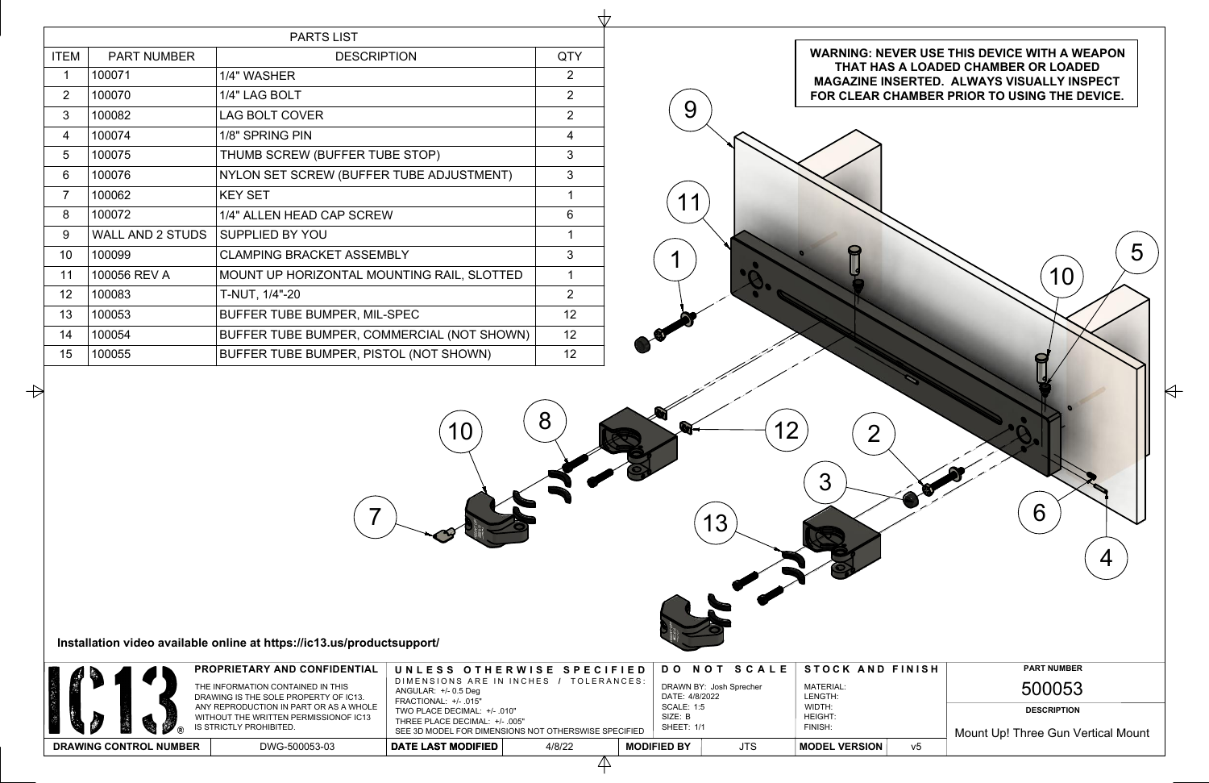## PARTS LIST

| ITEM | PART NUMBER | DESCRIPTION | QTY |
|---|---|---|---|
| 1 | 100071 | 1/4" WASHER | 2 |
| 2 | 100070 | 1/4" LAG BOLT | 2 |
| 3 | 100082 | LAG BOLT COVER | 2 |
| 4 | 100074 | 1/8" SPRING PIN | 4 |
| 5 | 100075 | THUMB SCREW (BUFFER TUBE STOP) | 3 |
| 6 | 100076 | NYLON SET SCREW (BUFFER TUBE ADJUSTMENT) | 3 |
| 7 | 100062 | KEY SET | 1 |
| 8 | 100072 | 1/4" ALLEN HEAD CAP SCREW | 6 |
| 9 | WALL AND 2 STUDS | SUPPLIED BY YOU | 1 |
| 10 | 100099 | CLAMPING BRACKET ASSEMBLY | 3 |
| 11 | 100056 REV A | MOUNT UP HORIZONTAL MOUNTING RAIL, SLOTTED | 1 |
| 12 | 100083 | T-NUT, 1/4"-20 | 2 |
| 13 | 100053 | BUFFER TUBE BUMPER, MIL-SPEC | 12 |
| 14 | 100054 | BUFFER TUBE BUMPER, COMMERCIAL (NOT SHOWN) | 12 |
| 15 | 100055 | BUFFER TUBE BUMPER, PISTOL (NOT SHOWN) | 12 |

**WARNING: NEVER USE THIS DEVICE WITH A WEAPON THAT HAS A LOADED CHAMBER OR LOADED MAGAZINE INSERTED. ALWAYS VISUALLY INSPECT FOR CLEAR CHAMBER PRIOR TO USING THE DEVICE.**

9
11
1
10
5
8
10
12
2
3
7
6
13
4

**Installation video available online at https://ic13.us/productsupport/**

IC13®

**PROPRIETARY AND CONFIDENTIAL**

THE INFORMATION CONTAINED IN THIS DRAWING IS THE SOLE PROPERTY OF IC13. ANY REPRODUCTION IN PART OR AS A WHOLE WITHOUT THE WRITTEN PERMISSIONOF IC13 IS STRICTLY PROHIBITED.

**UNLESS OTHERWISE SPECIFIED**

DIMENSIONS ARE IN INCHES / TOLERANCES:
ANGULAR: +/- 0.5 Deg
FRACTIONAL: +/- .015"
TWO PLACE DECIMAL: +/- .010"
THREE PLACE DECIMAL: +/- .005"
SEE 3D MODEL FOR DIMENSIONS NOT OTHERSWISE SPECIFIED

**DO NOT SCALE**

DRAWN BY: Josh Sprecher
DATE: 4/8/2022
SCALE: 1:5
SIZE: B
SHEET: 1/1

**STOCK AND FINISH**

MATERIAL:
LENGTH:
WIDTH:
HEIGHT:
FINISH:

**PART NUMBER**

500053

**DESCRIPTION**

Mount Up! Three Gun Vertical Mount

| DRAWING CONTROL NUMBER | DWG-500053-03 | DATE LAST MODIFIED | 4/8/22 | MODIFIED BY | JTS | MODEL VERSION | v5 |
|---|---|---|---|---|---|---|---|